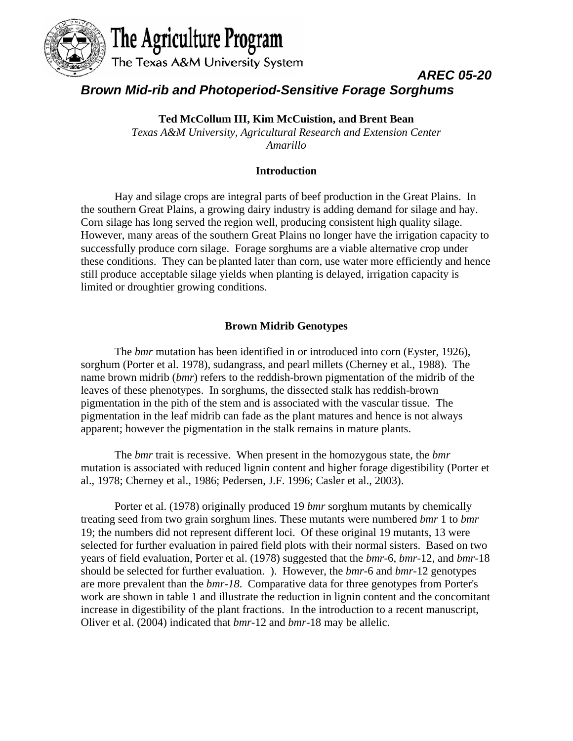# The Agriculture Program

The Texas A&M University System

***AREC 05-20***

## *Brown Mid-rib and Photoperiod-Sensitive Forage Sorghums*

**Ted McCollum III, Kim McCuistion, and Brent Bean**

*Texas A&M University, Agricultural Research and Extension Center*
*Amarillo*

### Introduction

Hay and silage crops are integral parts of beef production in the Great Plains. In the southern Great Plains, a growing dairy industry is adding demand for silage and hay. Corn silage has long served the region well, producing consistent high quality silage. However, many areas of the southern Great Plains no longer have the irrigation capacity to successfully produce corn silage. Forage sorghums are a viable alternative crop under these conditions. They can be planted later than corn, use water more efficiently and hence still produce acceptable silage yields when planting is delayed, irrigation capacity is limited or droughtier growing conditions.

### Brown Midrib Genotypes

The *bmr* mutation has been identified in or introduced into corn (Eyster, 1926), sorghum (Porter et al. 1978), sudangrass, and pearl millets (Cherney et al., 1988). The name brown midrib (*bmr*) refers to the reddish-brown pigmentation of the midrib of the leaves of these phenotypes. In sorghums, the dissected stalk has reddish-brown pigmentation in the pith of the stem and is associated with the vascular tissue. The pigmentation in the leaf midrib can fade as the plant matures and hence is not always apparent; however the pigmentation in the stalk remains in mature plants.

The *bmr* trait is recessive. When present in the homozygous state, the *bmr* mutation is associated with reduced lignin content and higher forage digestibility (Porter et al., 1978; Cherney et al., 1986; Pedersen, J.F. 1996; Casler et al., 2003).

Porter et al. (1978) originally produced 19 *bmr* sorghum mutants by chemically treating seed from two grain sorghum lines. These mutants were numbered *bmr* 1 to *bmr* 19; the numbers did not represent different loci. Of these original 19 mutants, 13 were selected for further evaluation in paired field plots with their normal sisters. Based on two years of field evaluation, Porter et al. (1978) suggested that the *bmr*-6, *bmr*-12, and *bmr*-18 should be selected for further evaluation. ). However, the *bmr*-6 and *bmr*-12 genotypes are more prevalent than the *bmr-18*. Comparative data for three genotypes from Porter's work are shown in table 1 and illustrate the reduction in lignin content and the concomitant increase in digestibility of the plant fractions. In the introduction to a recent manuscript, Oliver et al. (2004) indicated that *bmr*-12 and *bmr*-18 may be allelic.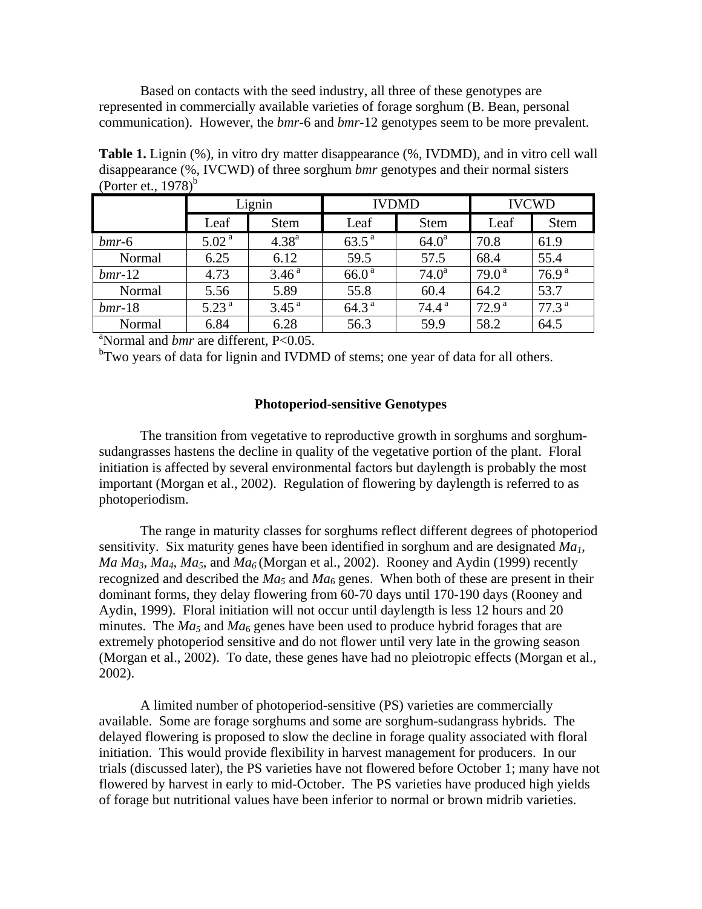Based on contacts with the seed industry, all three of these genotypes are represented in commercially available varieties of forage sorghum (B. Bean, personal communication). However, the *bmr*-6 and *bmr*-12 genotypes seem to be more prevalent.

**Table 1.** Lignin (%), in vitro dry matter disappearance (%, IVDMD), and in vitro cell wall disappearance (%, IVCWD) of three sorghum *bmr* genotypes and their normal sisters (Porter et., 1978)[b]

| | Lignin | | IVDMD | | IVCWD | |
|---|---|---|---|---|---|---|
| | Leaf | Stem | Leaf | Stem | Leaf | Stem |
| *bmr*-6 | 5.02[a] | 4.38[a] | 63.5[a] | 64.0[a] | 70.8 | 61.9 |
| Normal | 6.25 | 6.12 | 59.5 | 57.5 | 68.4 | 55.4 |
| *bmr*-12 | 4.73 | 3.46[a] | 66.0[a] | 74.0[a] | 79.0[a] | 76.9[a] |
| Normal | 5.56 | 5.89 | 55.8 | 60.4 | 64.2 | 53.7 |
| *bmr*-18 | 5.23[a] | 3.45[a] | 64.3[a] | 74.4[a] | 72.9[a] | 77.3[a] |
| Normal | 6.84 | 6.28 | 56.3 | 59.9 | 58.2 | 64.5 |

[a]Normal and *bmr* are different, $P<0.05$.

[b]Two years of data for lignin and IVDMD of stems; one year of data for all others.

## Photoperiod-sensitive Genotypes

The transition from vegetative to reproductive growth in sorghums and sorghum-sudangrasses hastens the decline in quality of the vegetative portion of the plant. Floral initiation is affected by several environmental factors but daylength is probably the most important (Morgan et al., 2002). Regulation of flowering by daylength is referred to as photoperiodism.

The range in maturity classes for sorghums reflect different degrees of photoperiod sensitivity. Six maturity genes have been identified in sorghum and are designated $Ma_1$, $Ma$ $Ma_3$, $Ma_4$, $Ma_5$, and $Ma_6$ (Morgan et al., 2002). Rooney and Aydin (1999) recently recognized and described the $Ma_5$ and $Ma_6$ genes. When both of these are present in their dominant forms, they delay flowering from 60-70 days until 170-190 days (Rooney and Aydin, 1999). Floral initiation will not occur until daylength is less 12 hours and 20 minutes. The $Ma_5$ and $Ma_6$ genes have been used to produce hybrid forages that are extremely photoperiod sensitive and do not flower until very late in the growing season (Morgan et al., 2002). To date, these genes have had no pleiotropic effects (Morgan et al., 2002).

A limited number of photoperiod-sensitive (PS) varieties are commercially available. Some are forage sorghums and some are sorghum-sudangrass hybrids. The delayed flowering is proposed to slow the decline in forage quality associated with floral initiation. This would provide flexibility in harvest management for producers. In our trials (discussed later), the PS varieties have not flowered before October 1; many have not flowered by harvest in early to mid-October. The PS varieties have produced high yields of forage but nutritional values have been inferior to normal or brown midrib varieties.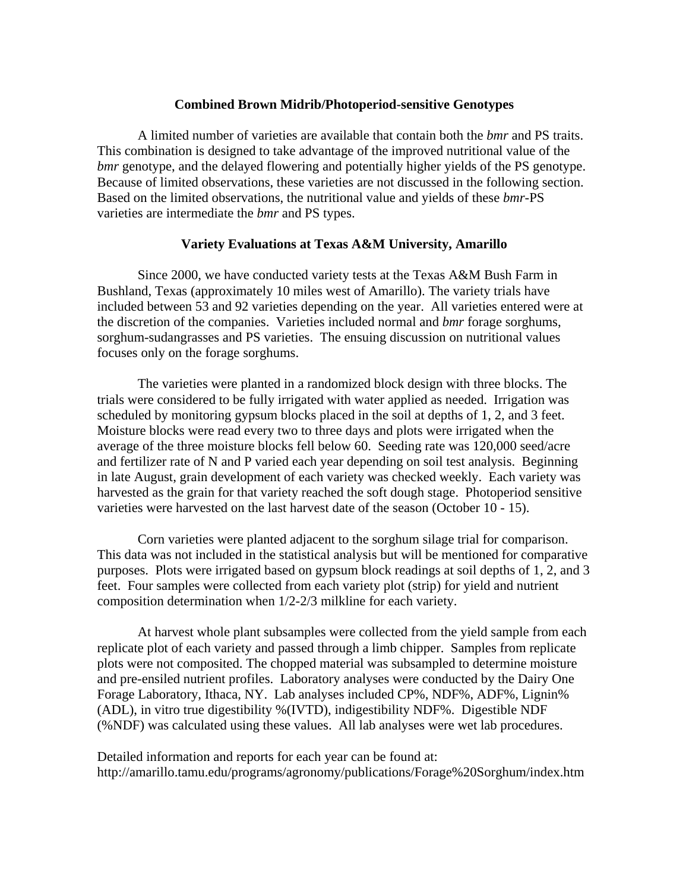## Combined Brown Midrib/Photoperiod-sensitive Genotypes

A limited number of varieties are available that contain both the *bmr* and PS traits. This combination is designed to take advantage of the improved nutritional value of the *bmr* genotype, and the delayed flowering and potentially higher yields of the PS genotype. Because of limited observations, these varieties are not discussed in the following section. Based on the limited observations, the nutritional value and yields of these *bmr*-PS varieties are intermediate the *bmr* and PS types.

## Variety Evaluations at Texas A&M University, Amarillo

Since 2000, we have conducted variety tests at the Texas A&M Bush Farm in Bushland, Texas (approximately 10 miles west of Amarillo). The variety trials have included between 53 and 92 varieties depending on the year. All varieties entered were at the discretion of the companies. Varieties included normal and *bmr* forage sorghums, sorghum-sudangrasses and PS varieties. The ensuing discussion on nutritional values focuses only on the forage sorghums.

The varieties were planted in a randomized block design with three blocks. The trials were considered to be fully irrigated with water applied as needed. Irrigation was scheduled by monitoring gypsum blocks placed in the soil at depths of 1, 2, and 3 feet. Moisture blocks were read every two to three days and plots were irrigated when the average of the three moisture blocks fell below 60. Seeding rate was 120,000 seed/acre and fertilizer rate of N and P varied each year depending on soil test analysis. Beginning in late August, grain development of each variety was checked weekly. Each variety was harvested as the grain for that variety reached the soft dough stage. Photoperiod sensitive varieties were harvested on the last harvest date of the season (October 10 - 15).

Corn varieties were planted adjacent to the sorghum silage trial for comparison. This data was not included in the statistical analysis but will be mentioned for comparative purposes. Plots were irrigated based on gypsum block readings at soil depths of 1, 2, and 3 feet. Four samples were collected from each variety plot (strip) for yield and nutrient composition determination when 1/2-2/3 milkline for each variety.

At harvest whole plant subsamples were collected from the yield sample from each replicate plot of each variety and passed through a limb chipper. Samples from replicate plots were not composited. The chopped material was subsampled to determine moisture and pre-ensiled nutrient profiles. Laboratory analyses were conducted by the Dairy One Forage Laboratory, Ithaca, NY. Lab analyses included CP%, NDF%, ADF%, Lignin% (ADL), in vitro true digestibility %(IVTD), indigestibility NDF%. Digestible NDF (%NDF) was calculated using these values. All lab analyses were wet lab procedures.

Detailed information and reports for each year can be found at:
http://amarillo.tamu.edu/programs/agronomy/publications/Forage%20Sorghum/index.htm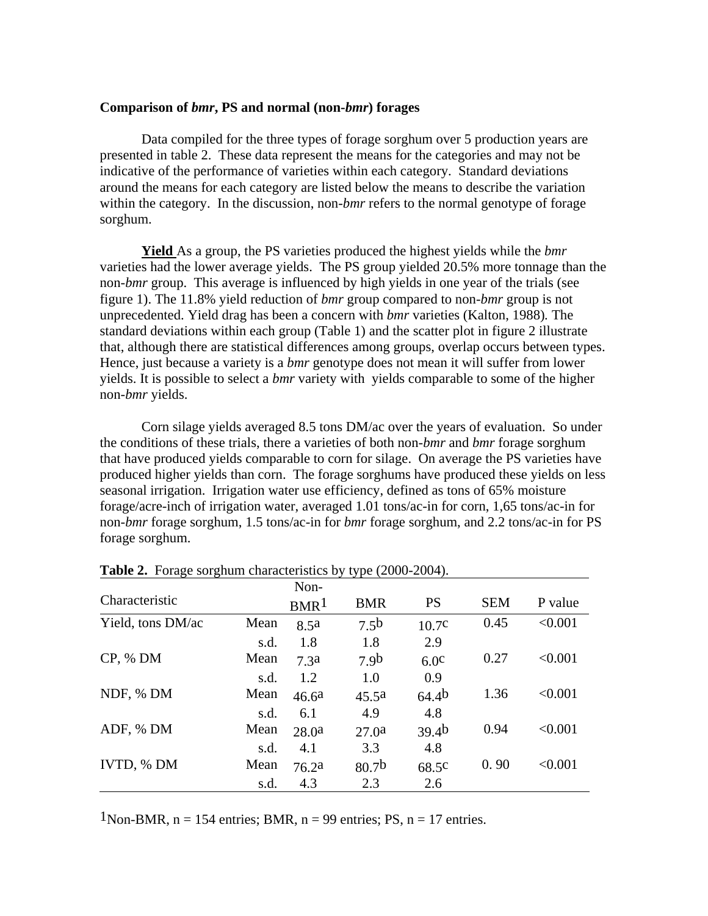**Comparison of *bmr*, PS and normal (non-*bmr*) forages**

Data compiled for the three types of forage sorghum over 5 production years are presented in table 2. These data represent the means for the categories and may not be indicative of the performance of varieties within each category. Standard deviations around the means for each category are listed below the means to describe the variation within the category. In the discussion, non-*bmr* refers to the normal genotype of forage sorghum.

**Yield** As a group, the PS varieties produced the highest yields while the *bmr* varieties had the lower average yields. The PS group yielded 20.5% more tonnage than the non-*bmr* group. This average is influenced by high yields in one year of the trials (see figure 1). The 11.8% yield reduction of *bmr* group compared to non-*bmr* group is not unprecedented. Yield drag has been a concern with *bmr* varieties (Kalton, 1988). The standard deviations within each group (Table 1) and the scatter plot in figure 2 illustrate that, although there are statistical differences among groups, overlap occurs between types. Hence, just because a variety is a *bmr* genotype does not mean it will suffer from lower yields. It is possible to select a *bmr* variety with yields comparable to some of the higher non-*bmr* yields.

Corn silage yields averaged 8.5 tons DM/ac over the years of evaluation. So under the conditions of these trials, there a varieties of both non-*bmr* and *bmr* forage sorghum that have produced yields comparable to corn for silage. On average the PS varieties have produced higher yields than corn. The forage sorghums have produced these yields on less seasonal irrigation. Irrigation water use efficiency, defined as tons of 65% moisture forage/acre-inch of irrigation water, averaged 1.01 tons/ac-in for corn, 1,65 tons/ac-in for non-*bmr* forage sorghum, 1.5 tons/ac-in for *bmr* forage sorghum, and 2.2 tons/ac-in for PS forage sorghum.

**Table 2.** Forage sorghum characteristics by type (2000-2004).

| Characteristic | | Non-BMR[1] | BMR | PS | SEM | P value |
|---|---|---|---|---|---|---|
| Yield, tons DM/ac | Mean | 8.5[a] | 7.5[b] | 10.7[c] | 0.45 | <0.001 |
| | s.d. | 1.8 | 1.8 | 2.9 | | |
| CP, % DM | Mean | 7.3[a] | 7.9[b] | 6.0[c] | 0.27 | <0.001 |
| | s.d. | 1.2 | 1.0 | 0.9 | | |
| NDF, % DM | Mean | 46.6[a] | 45.5[a] | 64.4[b] | 1.36 | <0.001 |
| | s.d. | 6.1 | 4.9 | 4.8 | | |
| ADF, % DM | Mean | 28.0[a] | 27.0[a] | 39.4[b] | 0.94 | <0.001 |
| | s.d. | 4.1 | 3.3 | 4.8 | | |
| IVTD, % DM | Mean | 76.2[a] | 80.7[b] | 68.5[c] | 0. 90 | <0.001 |
| | s.d. | 4.3 | 2.3 | 2.6 | | |

[1]Non-BMR, n = 154 entries; BMR, n = 99 entries; PS, n = 17 entries.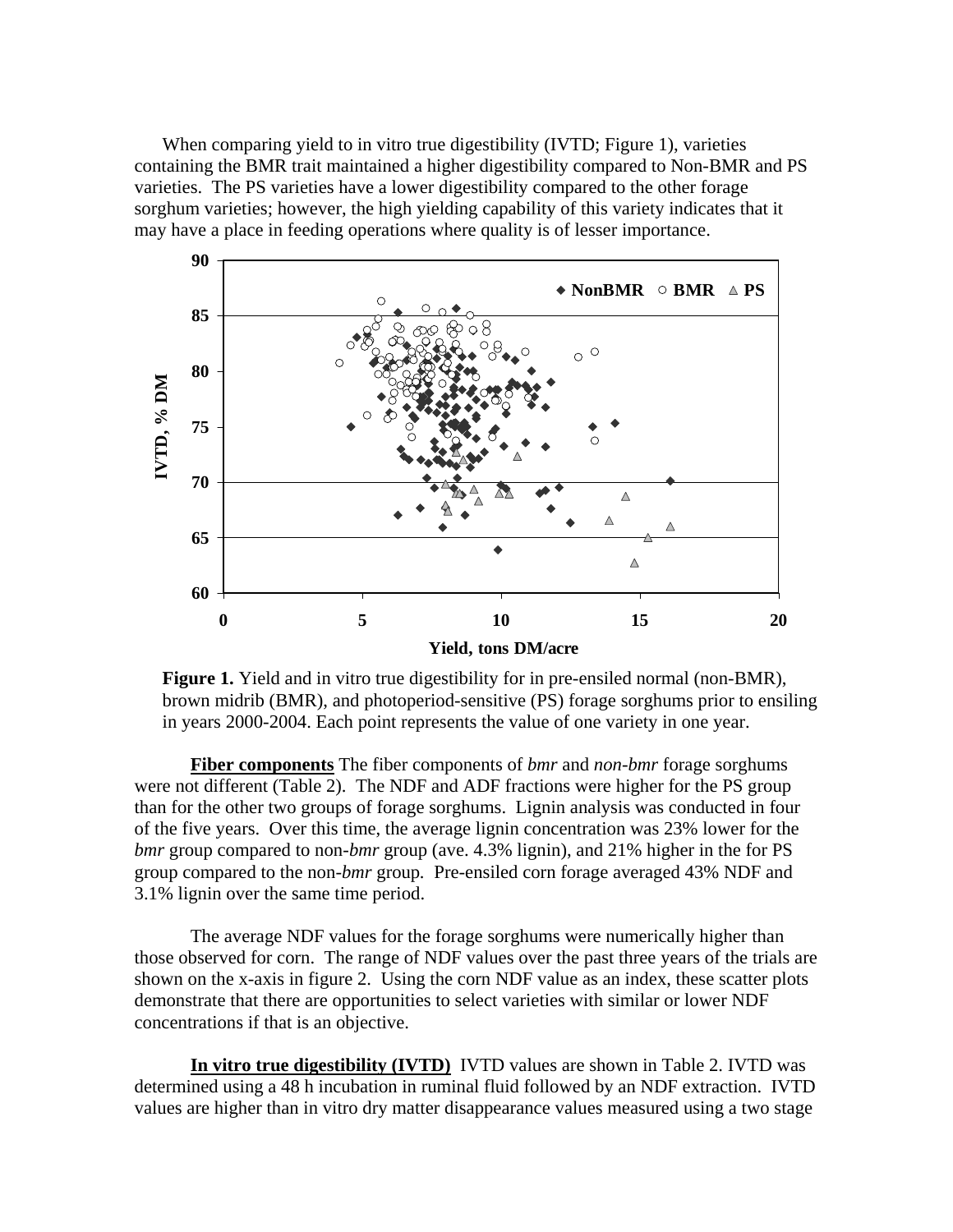When comparing yield to in vitro true digestibility (IVTD; Figure 1), varieties containing the BMR trait maintained a higher digestibility compared to Non-BMR and PS varieties. The PS varieties have a lower digestibility compared to the other forage sorghum varieties; however, the high yielding capability of this variety indicates that it may have a place in feeding operations where quality is of lesser importance.

**Figure 1.** Yield and in vitro true digestibility for in pre-ensiled normal (non-BMR), brown midrib (BMR), and photoperiod-sensitive (PS) forage sorghums prior to ensiling in years 2000-2004. Each point represents the value of one variety in one year.

**Fiber components** The fiber components of *bmr* and *non-bmr* forage sorghums were not different (Table 2). The NDF and ADF fractions were higher for the PS group than for the other two groups of forage sorghums. Lignin analysis was conducted in four of the five years. Over this time, the average lignin concentration was 23% lower for the *bmr* group compared to non-*bmr* group (ave. 4.3% lignin), and 21% higher in the for PS group compared to the non-*bmr* group. Pre-ensiled corn forage averaged 43% NDF and 3.1% lignin over the same time period.

The average NDF values for the forage sorghums were numerically higher than those observed for corn. The range of NDF values over the past three years of the trials are shown on the x-axis in figure 2. Using the corn NDF value as an index, these scatter plots demonstrate that there are opportunities to select varieties with similar or lower NDF concentrations if that is an objective.

**In vitro true digestibility (IVTD)** IVTD values are shown in Table 2. IVTD was determined using a 48 h incubation in ruminal fluid followed by an NDF extraction. IVTD values are higher than in vitro dry matter disappearance values measured using a two stage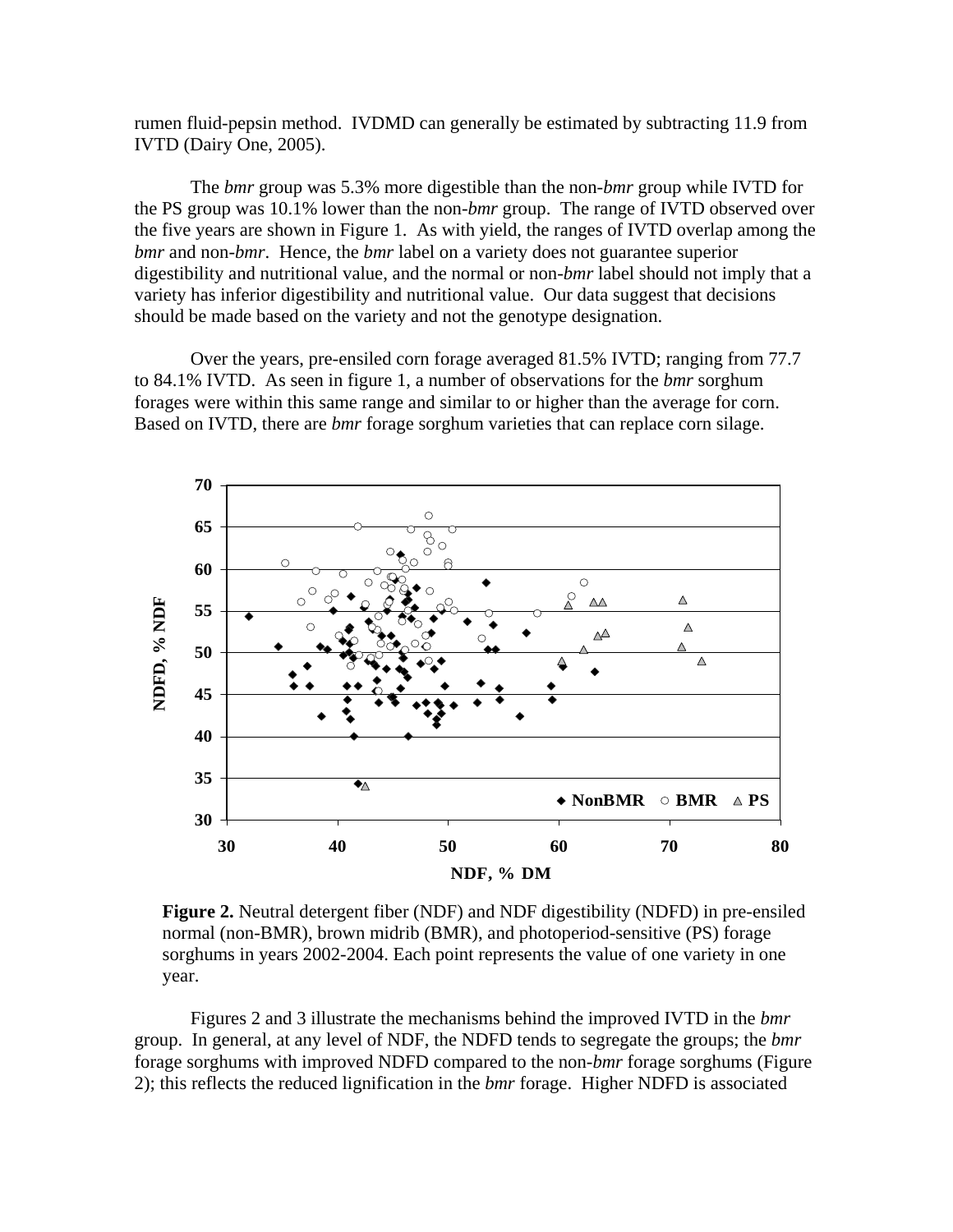rumen fluid-pepsin method. IVDMD can generally be estimated by subtracting 11.9 from IVTD (Dairy One, 2005).

The *bmr* group was 5.3% more digestible than the non-*bmr* group while IVTD for the PS group was 10.1% lower than the non-*bmr* group. The range of IVTD observed over the five years are shown in Figure 1. As with yield, the ranges of IVTD overlap among the *bmr* and non-*bmr*. Hence, the *bmr* label on a variety does not guarantee superior digestibility and nutritional value, and the normal or non-*bmr* label should not imply that a variety has inferior digestibility and nutritional value. Our data suggest that decisions should be made based on the variety and not the genotype designation.

Over the years, pre-ensiled corn forage averaged 81.5% IVTD; ranging from 77.7 to 84.1% IVTD. As seen in figure 1, a number of observations for the *bmr* sorghum forages were within this same range and similar to or higher than the average for corn. Based on IVTD, there are *bmr* forage sorghum varieties that can replace corn silage.

NDFD, % NDF
70
65
60
55
50
45
40
35
30

NDF, % DM
30
40
50
60
70
80

◆ NonBMR ○ BMR △ PS

**Figure 2.** Neutral detergent fiber (NDF) and NDF digestibility (NDFD) in pre-ensiled normal (non-BMR), brown midrib (BMR), and photoperiod-sensitive (PS) forage sorghums in years 2002-2004. Each point represents the value of one variety in one year.

Figures 2 and 3 illustrate the mechanisms behind the improved IVTD in the *bmr* group. In general, at any level of NDF, the NDFD tends to segregate the groups; the *bmr* forage sorghums with improved NDFD compared to the non-*bmr* forage sorghums (Figure 2); this reflects the reduced lignification in the *bmr* forage. Higher NDFD is associated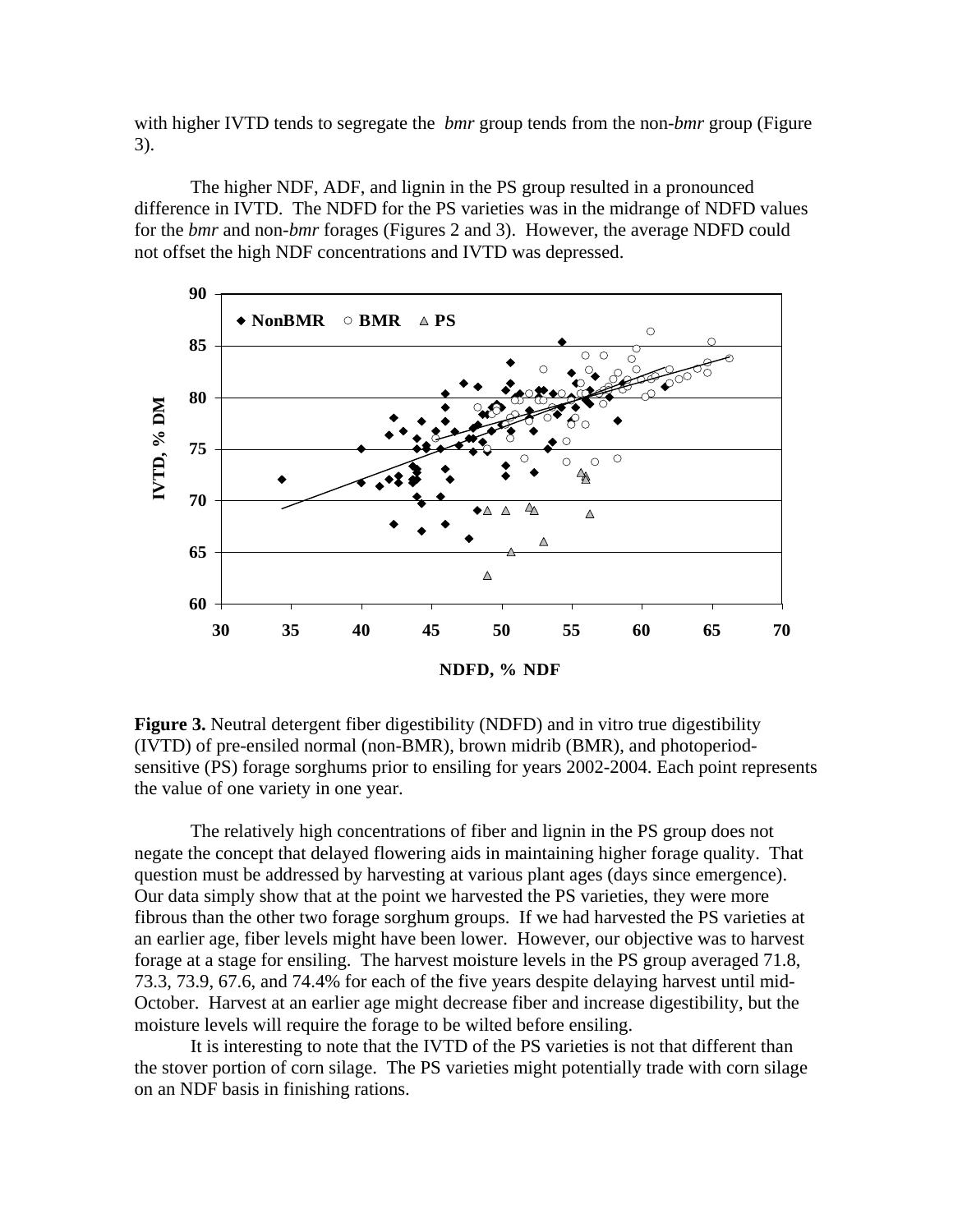with higher IVTD tends to segregate the *bmr* group tends from the non-*bmr* group (Figure 3).

The higher NDF, ADF, and lignin in the PS group resulted in a pronounced difference in IVTD. The NDFD for the PS varieties was in the midrange of NDFD values for the *bmr* and non-*bmr* forages (Figures 2 and 3). However, the average NDFD could not offset the high NDF concentrations and IVTD was depressed.

90
85
80
75
70
65
60
IVTD, % DM
NonBMR BMR PS
30 35 40 45 50 55 60 65 70
NDFD, % NDF

**Figure 3.** Neutral detergent fiber digestibility (NDFD) and in vitro true digestibility (IVTD) of pre-ensiled normal (non-BMR), brown midrib (BMR), and photoperiod-sensitive (PS) forage sorghums prior to ensiling for years 2002-2004. Each point represents the value of one variety in one year.

The relatively high concentrations of fiber and lignin in the PS group does not negate the concept that delayed flowering aids in maintaining higher forage quality. That question must be addressed by harvesting at various plant ages (days since emergence). Our data simply show that at the point we harvested the PS varieties, they were more fibrous than the other two forage sorghum groups. If we had harvested the PS varieties at an earlier age, fiber levels might have been lower. However, our objective was to harvest forage at a stage for ensiling. The harvest moisture levels in the PS group averaged 71.8, 73.3, 73.9, 67.6, and 74.4% for each of the five years despite delaying harvest until mid-October. Harvest at an earlier age might decrease fiber and increase digestibility, but the moisture levels will require the forage to be wilted before ensiling.

It is interesting to note that the IVTD of the PS varieties is not that different than the stover portion of corn silage. The PS varieties might potentially trade with corn silage on an NDF basis in finishing rations.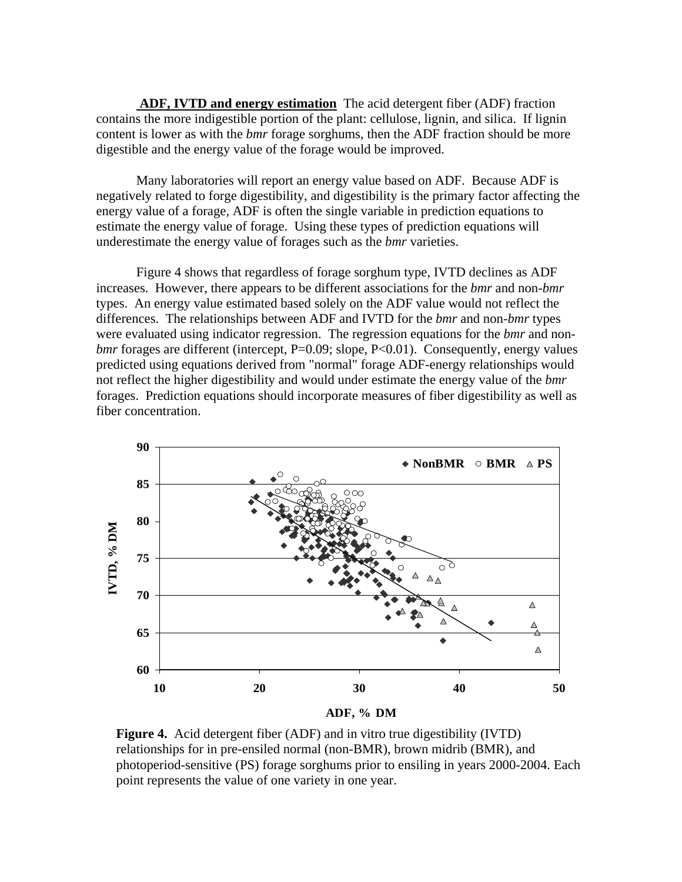**ADF, IVTD and energy estimation** The acid detergent fiber (ADF) fraction contains the more indigestible portion of the plant: cellulose, lignin, and silica. If lignin content is lower as with the *bmr* forage sorghums, then the ADF fraction should be more digestible and the energy value of the forage would be improved.

Many laboratories will report an energy value based on ADF. Because ADF is negatively related to forge digestibility, and digestibility is the primary factor affecting the energy value of a forage, ADF is often the single variable in prediction equations to estimate the energy value of forage. Using these types of prediction equations will underestimate the energy value of forages such as the *bmr* varieties.

Figure 4 shows that regardless of forage sorghum type, IVTD declines as ADF increases. However, there appears to be different associations for the *bmr* and non-*bmr* types. An energy value estimated based solely on the ADF value would not reflect the differences. The relationships between ADF and IVTD for the *bmr* and non-*bmr* types were evaluated using indicator regression. The regression equations for the *bmr* and non-*bmr* forages are different (intercept, P=0.09; slope, P<0.01). Consequently, energy values predicted using equations derived from "normal" forage ADF-energy relationships would not reflect the higher digestibility and would under estimate the energy value of the *bmr* forages. Prediction equations should incorporate measures of fiber digestibility as well as fiber concentration.

NonBMR
BMR
PS

IVTD, % DM

90
85
80
75
70
65
60

10
20
30
40
50

ADF, % DM

**Figure 4.** Acid detergent fiber (ADF) and in vitro true digestibility (IVTD) relationships for in pre-ensiled normal (non-BMR), brown midrib (BMR), and photoperiod-sensitive (PS) forage sorghums prior to ensiling in years 2000-2004. Each point represents the value of one variety in one year.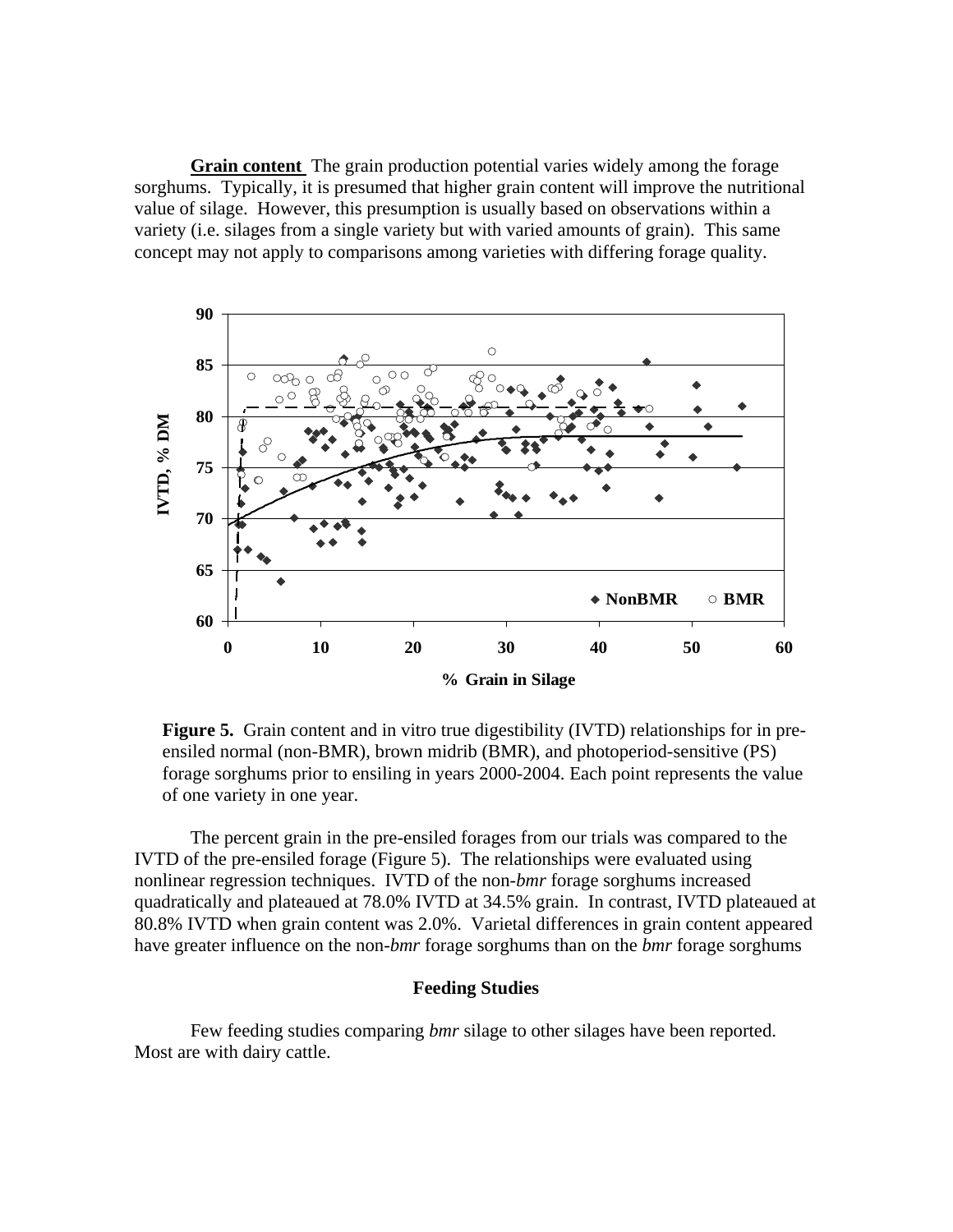**Grain content** The grain production potential varies widely among the forage sorghums. Typically, it is presumed that higher grain content will improve the nutritional value of silage. However, this presumption is usually based on observations within a variety (i.e. silages from a single variety but with varied amounts of grain). This same concept may not apply to comparisons among varieties with differing forage quality.

IVTD, % DM

90
85
80
75
70
65
60

0 10 20 30 40 50 60

% Grain in Silage

◆ NonBMR ○ BMR

**Figure 5.** Grain content and in vitro true digestibility (IVTD) relationships for in pre-ensiled normal (non-BMR), brown midrib (BMR), and photoperiod-sensitive (PS) forage sorghums prior to ensiling in years 2000-2004. Each point represents the value of one variety in one year.

The percent grain in the pre-ensiled forages from our trials was compared to the IVTD of the pre-ensiled forage (Figure 5). The relationships were evaluated using nonlinear regression techniques. IVTD of the non-*bmr* forage sorghums increased quadratically and plateaued at 78.0% IVTD at 34.5% grain. In contrast, IVTD plateaued at 80.8% IVTD when grain content was 2.0%. Varietal differences in grain content appeared have greater influence on the non-*bmr* forage sorghums than on the *bmr* forage sorghums

## Feeding Studies

Few feeding studies comparing *bmr* silage to other silages have been reported. Most are with dairy cattle.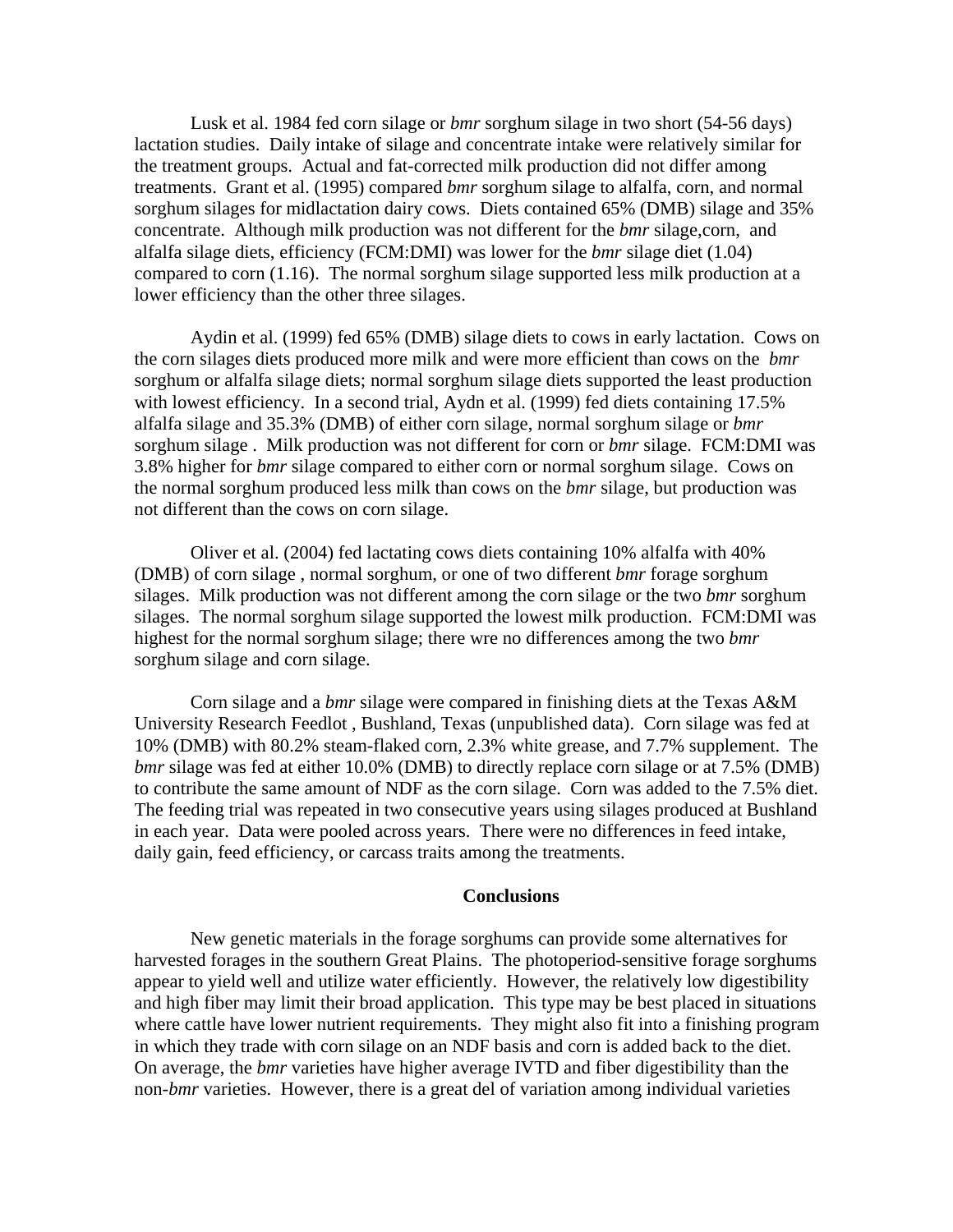Lusk et al. 1984 fed corn silage or *bmr* sorghum silage in two short (54-56 days) lactation studies. Daily intake of silage and concentrate intake were relatively similar for the treatment groups. Actual and fat-corrected milk production did not differ among treatments. Grant et al. (1995) compared *bmr* sorghum silage to alfalfa, corn, and normal sorghum silages for midlactation dairy cows. Diets contained 65% (DMB) silage and 35% concentrate. Although milk production was not different for the *bmr* silage,corn, and alfalfa silage diets, efficiency (FCM:DMI) was lower for the *bmr* silage diet (1.04) compared to corn (1.16). The normal sorghum silage supported less milk production at a lower efficiency than the other three silages.

Aydin et al. (1999) fed 65% (DMB) silage diets to cows in early lactation. Cows on the corn silages diets produced more milk and were more efficient than cows on the *bmr* sorghum or alfalfa silage diets; normal sorghum silage diets supported the least production with lowest efficiency. In a second trial, Aydn et al. (1999) fed diets containing 17.5% alfalfa silage and 35.3% (DMB) of either corn silage, normal sorghum silage or *bmr* sorghum silage . Milk production was not different for corn or *bmr* silage. FCM:DMI was 3.8% higher for *bmr* silage compared to either corn or normal sorghum silage. Cows on the normal sorghum produced less milk than cows on the *bmr* silage, but production was not different than the cows on corn silage.

Oliver et al. (2004) fed lactating cows diets containing 10% alfalfa with 40% (DMB) of corn silage , normal sorghum, or one of two different *bmr* forage sorghum silages. Milk production was not different among the corn silage or the two *bmr* sorghum silages. The normal sorghum silage supported the lowest milk production. FCM:DMI was highest for the normal sorghum silage; there wre no differences among the two *bmr* sorghum silage and corn silage.

Corn silage and a *bmr* silage were compared in finishing diets at the Texas A&M University Research Feedlot , Bushland, Texas (unpublished data). Corn silage was fed at 10% (DMB) with 80.2% steam-flaked corn, 2.3% white grease, and 7.7% supplement. The *bmr* silage was fed at either 10.0% (DMB) to directly replace corn silage or at 7.5% (DMB) to contribute the same amount of NDF as the corn silage. Corn was added to the 7.5% diet. The feeding trial was repeated in two consecutive years using silages produced at Bushland in each year. Data were pooled across years. There were no differences in feed intake, daily gain, feed efficiency, or carcass traits among the treatments.

## Conclusions

New genetic materials in the forage sorghums can provide some alternatives for harvested forages in the southern Great Plains. The photoperiod-sensitive forage sorghums appear to yield well and utilize water efficiently. However, the relatively low digestibility and high fiber may limit their broad application. This type may be best placed in situations where cattle have lower nutrient requirements. They might also fit into a finishing program in which they trade with corn silage on an NDF basis and corn is added back to the diet. On average, the *bmr* varieties have higher average IVTD and fiber digestibility than the non-*bmr* varieties. However, there is a great del of variation among individual varieties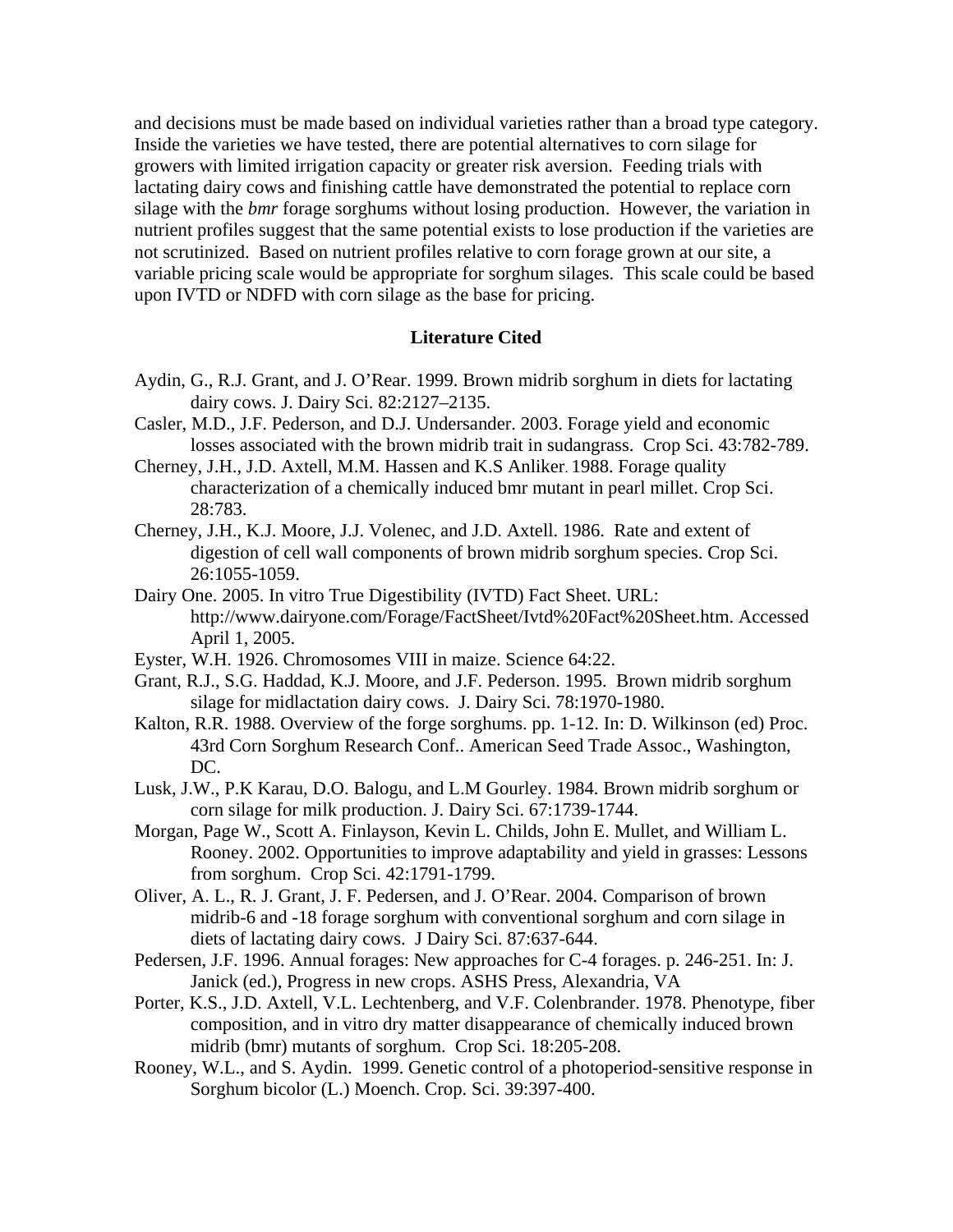and decisions must be made based on individual varieties rather than a broad type category. Inside the varieties we have tested, there are potential alternatives to corn silage for growers with limited irrigation capacity or greater risk aversion. Feeding trials with lactating dairy cows and finishing cattle have demonstrated the potential to replace corn silage with the *bmr* forage sorghums without losing production. However, the variation in nutrient profiles suggest that the same potential exists to lose production if the varieties are not scrutinized. Based on nutrient profiles relative to corn forage grown at our site, a variable pricing scale would be appropriate for sorghum silages. This scale could be based upon IVTD or NDFD with corn silage as the base for pricing.

## Literature Cited

Aydin, G., R.J. Grant, and J. O'Rear. 1999. Brown midrib sorghum in diets for lactating dairy cows. J. Dairy Sci. 82:2127–2135.

Casler, M.D., J.F. Pederson, and D.J. Undersander. 2003. Forage yield and economic losses associated with the brown midrib trait in sudangrass. Crop Sci. 43:782-789.

Cherney, J.H., J.D. Axtell, M.M. Hassen and K.S Anliker. 1988. Forage quality characterization of a chemically induced bmr mutant in pearl millet. Crop Sci. 28:783.

Cherney, J.H., K.J. Moore, J.J. Volenec, and J.D. Axtell. 1986. Rate and extent of digestion of cell wall components of brown midrib sorghum species. Crop Sci. 26:1055-1059.

Dairy One. 2005. In vitro True Digestibility (IVTD) Fact Sheet. URL: http://www.dairyone.com/Forage/FactSheet/Ivtd%20Fact%20Sheet.htm. Accessed April 1, 2005.

Eyster, W.H. 1926. Chromosomes VIII in maize. Science 64:22.

Grant, R.J., S.G. Haddad, K.J. Moore, and J.F. Pederson. 1995. Brown midrib sorghum silage for midlactation dairy cows. J. Dairy Sci. 78:1970-1980.

Kalton, R.R. 1988. Overview of the forge sorghums. pp. 1-12. In: D. Wilkinson (ed) Proc. 43rd Corn Sorghum Research Conf.. American Seed Trade Assoc., Washington, DC.

Lusk, J.W., P.K Karau, D.O. Balogu, and L.M Gourley. 1984. Brown midrib sorghum or corn silage for milk production. J. Dairy Sci. 67:1739-1744.

Morgan, Page W., Scott A. Finlayson, Kevin L. Childs, John E. Mullet, and William L. Rooney. 2002. Opportunities to improve adaptability and yield in grasses: Lessons from sorghum. Crop Sci. 42:1791-1799.

Oliver, A. L., R. J. Grant, J. F. Pedersen, and J. O'Rear. 2004. Comparison of brown midrib-6 and -18 forage sorghum with conventional sorghum and corn silage in diets of lactating dairy cows. J Dairy Sci. 87:637-644.

Pedersen, J.F. 1996. Annual forages: New approaches for C-4 forages. p. 246-251. In: J. Janick (ed.), Progress in new crops. ASHS Press, Alexandria, VA

Porter, K.S., J.D. Axtell, V.L. Lechtenberg, and V.F. Colenbrander. 1978. Phenotype, fiber composition, and in vitro dry matter disappearance of chemically induced brown midrib (bmr) mutants of sorghum. Crop Sci. 18:205-208.

Rooney, W.L., and S. Aydin. 1999. Genetic control of a photoperiod-sensitive response in Sorghum bicolor (L.) Moench. Crop. Sci. 39:397-400.